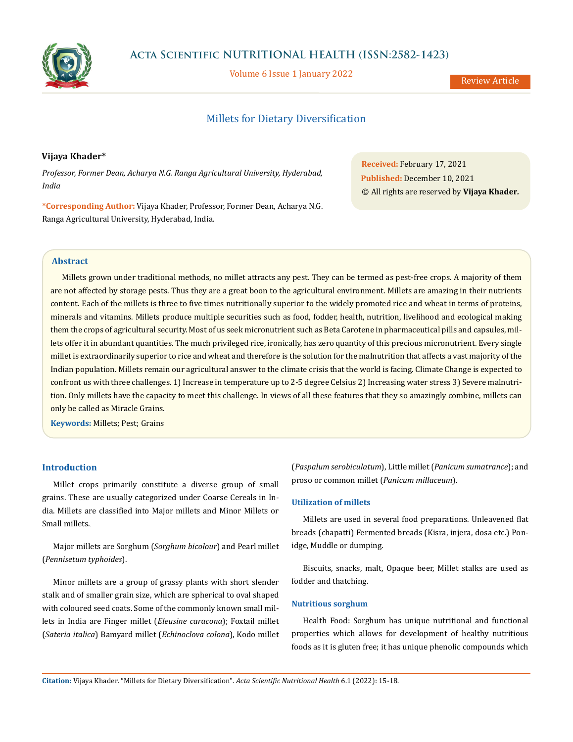# Millets for Dietary Diversification

**Vijaya Khader***

*Professor, Former Dean, Acharya N.G. Ranga Agricultural University, Hyderabad, India*

**\*Corresponding Author:** Vijaya Khader, Professor, Former Dean, Acharya N.G. Ranga Agricultural University, Hyderabad, India.

**Received:** February 17, 2021
**Published:** December 10, 2021
© All rights are reserved by **Vijaya Khader.**

## Abstract

Millets grown under traditional methods, no millet attracts any pest. They can be termed as pest-free crops. A majority of them are not affected by storage pests. Thus they are a great boon to the agricultural environment. Millets are amazing in their nutrients content. Each of the millets is three to five times nutritionally superior to the widely promoted rice and wheat in terms of proteins, minerals and vitamins. Millets produce multiple securities such as food, fodder, health, nutrition, livelihood and ecological making them the crops of agricultural security. Most of us seek micronutrient such as Beta Carotene in pharmaceutical pills and capsules, millets offer it in abundant quantities. The much privileged rice, ironically, has zero quantity of this precious micronutrient. Every single millet is extraordinarily superior to rice and wheat and therefore is the solution for the malnutrition that affects a vast majority of the Indian population. Millets remain our agricultural answer to the climate crisis that the world is facing. Climate Change is expected to confront us with three challenges. 1) Increase in temperature up to 2-5 degree Celsius 2) Increasing water stress 3) Severe malnutrition. Only millets have the capacity to meet this challenge. In views of all these features that they so amazingly combine, millets can only be called as Miracle Grains.

**Keywords:** Millets; Pest; Grains

## Introduction

Millet crops primarily constitute a diverse group of small grains. These are usually categorized under Coarse Cereals in India. Millets are classified into Major millets and Minor Millets or Small millets.

Major millets are Sorghum (*Sorghum bicolour*) and Pearl millet (*Pennisetum typhoides*).

Minor millets are a group of grassy plants with short slender stalk and of smaller grain size, which are spherical to oval shaped with coloured seed coats. Some of the commonly known small millets in India are Finger millet (*Eleusine caracona*); Foxtail millet (*Sateria italica*) Bamyard millet (*Echinoclova colona*), Kodo millet (*Paspalum serobiculatum*), Little millet (*Panicum sumatrance*); and proso or common millet (*Panicum millaceum*).

### Utilization of millets

Millets are used in several food preparations. Unleavened flat breads (chapatti) Fermented breads (Kisra, injera, dosa etc.) Ponidge, Muddle or dumping.

Biscuits, snacks, malt, Opaque beer, Millet stalks are used as fodder and thatching.

### Nutritious sorghum

Health Food: Sorghum has unique nutritional and functional properties which allows for development of healthy nutritious foods as it is gluten free; it has unique phenolic compounds which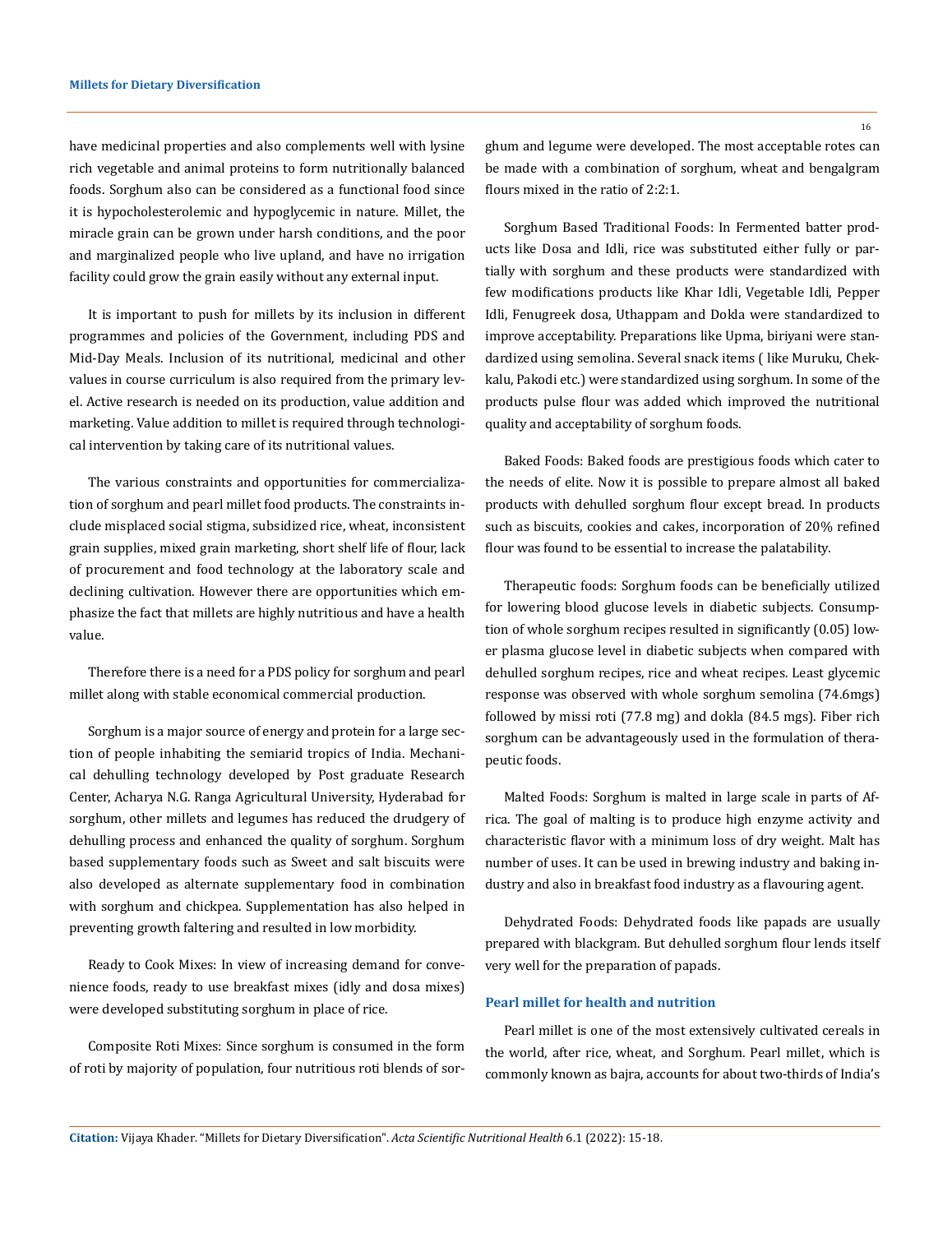have medicinal properties and also complements well with lysine rich vegetable and animal proteins to form nutritionally balanced foods. Sorghum also can be considered as a functional food since it is hypocholesterolemic and hypoglycemic in nature. Millet, the miracle grain can be grown under harsh conditions, and the poor and marginalized people who live upland, and have no irrigation facility could grow the grain easily without any external input.

It is important to push for millets by its inclusion in different programmes and policies of the Government, including PDS and Mid-Day Meals. Inclusion of its nutritional, medicinal and other values in course curriculum is also required from the primary level. Active research is needed on its production, value addition and marketing. Value addition to millet is required through technological intervention by taking care of its nutritional values.

The various constraints and opportunities for commercialization of sorghum and pearl millet food products. The constraints include misplaced social stigma, subsidized rice, wheat, inconsistent grain supplies, mixed grain marketing, short shelf life of flour, lack of procurement and food technology at the laboratory scale and declining cultivation. However there are opportunities which emphasize the fact that millets are highly nutritious and have a health value.

Therefore there is a need for a PDS policy for sorghum and pearl millet along with stable economical commercial production.

Sorghum is a major source of energy and protein for a large section of people inhabiting the semiarid tropics of India. Mechanical dehulling technology developed by Post graduate Research Center, Acharya N.G. Ranga Agricultural University, Hyderabad for sorghum, other millets and legumes has reduced the drudgery of dehulling process and enhanced the quality of sorghum. Sorghum based supplementary foods such as Sweet and salt biscuits were also developed as alternate supplementary food in combination with sorghum and chickpea. Supplementation has also helped in preventing growth faltering and resulted in low morbidity.

Ready to Cook Mixes: In view of increasing demand for convenience foods, ready to use breakfast mixes (idly and dosa mixes) were developed substituting sorghum in place of rice.

Composite Roti Mixes: Since sorghum is consumed in the form of roti by majority of population, four nutritious roti blends of sorghum and legume were developed. The most acceptable rotes can be made with a combination of sorghum, wheat and bengalgram flours mixed in the ratio of 2:2:1.

Sorghum Based Traditional Foods: In Fermented batter products like Dosa and Idli, rice was substituted either fully or partially with sorghum and these products were standardized with few modifications products like Khar Idli, Vegetable Idli, Pepper Idli, Fenugreek dosa, Uthappam and Dokla were standardized to improve acceptability. Preparations like Upma, biriyani were standardized using semolina. Several snack items ( like Muruku, Chekkalu, Pakodi etc.) were standardized using sorghum. In some of the products pulse flour was added which improved the nutritional quality and acceptability of sorghum foods.

Baked Foods: Baked foods are prestigious foods which cater to the needs of elite. Now it is possible to prepare almost all baked products with dehulled sorghum flour except bread. In products such as biscuits, cookies and cakes, incorporation of 20% refined flour was found to be essential to increase the palatability.

Therapeutic foods: Sorghum foods can be beneficially utilized for lowering blood glucose levels in diabetic subjects. Consumption of whole sorghum recipes resulted in significantly (0.05) lower plasma glucose level in diabetic subjects when compared with dehulled sorghum recipes, rice and wheat recipes. Least glycemic response was observed with whole sorghum semolina (74.6mgs) followed by missi roti (77.8 mg) and dokla (84.5 mgs). Fiber rich sorghum can be advantageously used in the formulation of therapeutic foods.

Malted Foods: Sorghum is malted in large scale in parts of Africa. The goal of malting is to produce high enzyme activity and characteristic flavor with a minimum loss of dry weight. Malt has number of uses. It can be used in brewing industry and baking industry and also in breakfast food industry as a flavouring agent.

Dehydrated Foods: Dehydrated foods like papads are usually prepared with blackgram. But dehulled sorghum flour lends itself very well for the preparation of papads.

## Pearl millet for health and nutrition

Pearl millet is one of the most extensively cultivated cereals in the world, after rice, wheat, and Sorghum. Pearl millet, which is commonly known as bajra, accounts for about two-thirds of India's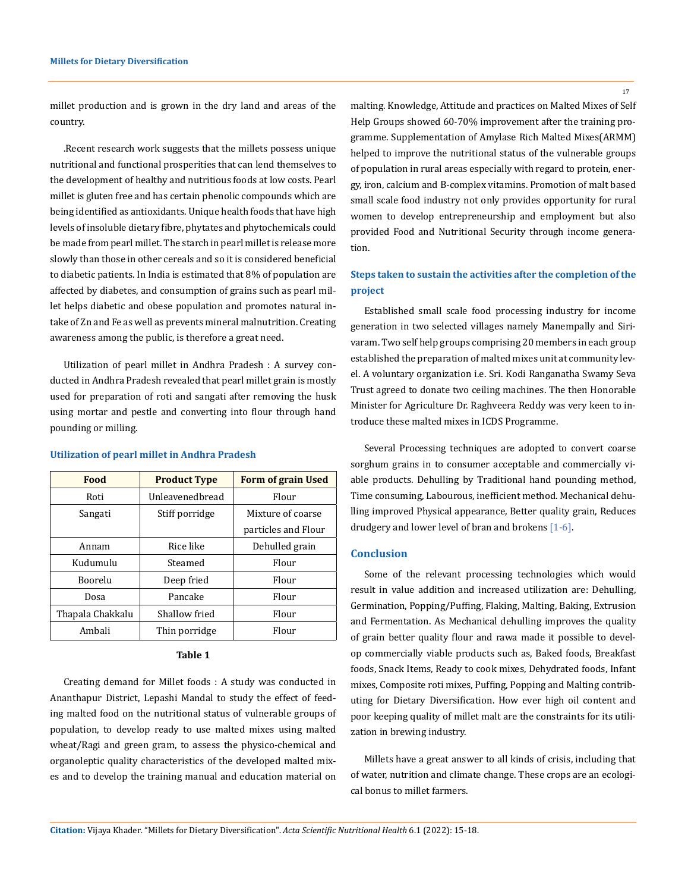millet production and is grown in the dry land and areas of the country.

.Recent research work suggests that the millets possess unique nutritional and functional prosperities that can lend themselves to the development of healthy and nutritious foods at low costs. Pearl millet is gluten free and has certain phenolic compounds which are being identified as antioxidants. Unique health foods that have high levels of insoluble dietary fibre, phytates and phytochemicals could be made from pearl millet. The starch in pearl millet is release more slowly than those in other cereals and so it is considered beneficial to diabetic patients. In India is estimated that 8% of population are affected by diabetes, and consumption of grains such as pearl millet helps diabetic and obese population and promotes natural intake of Zn and Fe as well as prevents mineral malnutrition. Creating awareness among the public, is therefore a great need.

Utilization of pearl millet in Andhra Pradesh : A survey conducted in Andhra Pradesh revealed that pearl millet grain is mostly used for preparation of roti and sangati after removing the husk using mortar and pestle and converting into flour through hand pounding or milling.

### Utilization of pearl millet in Andhra Pradesh

| Food | Product Type | Form of grain Used |
|---|---|---|
| Roti | Unleavenedbread | Flour |
| Sangati | Stiff porridge | Mixture of coarse particles and Flour |
| Annam | Rice like | Dehulled grain |
| Kudumulu | Steamed | Flour |
| Boorelu | Deep fried | Flour |
| Dosa | Pancake | Flour |
| Thapala Chakkalu | Shallow fried | Flour |
| Ambali | Thin porridge | Flour |

**Table 1**

Creating demand for Millet foods : A study was conducted in Ananthapur District, Lepashi Mandal to study the effect of feeding malted food on the nutritional status of vulnerable groups of population, to develop ready to use malted mixes using malted wheat/Ragi and green gram, to assess the physico-chemical and organoleptic quality characteristics of the developed malted mixes and to develop the training manual and education material on malting. Knowledge, Attitude and practices on Malted Mixes of Self Help Groups showed 60-70% improvement after the training programme. Supplementation of Amylase Rich Malted Mixes(ARMM) helped to improve the nutritional status of the vulnerable groups of population in rural areas especially with regard to protein, energy, iron, calcium and B-complex vitamins. Promotion of malt based small scale food industry not only provides opportunity for rural women to develop entrepreneurship and employment but also provided Food and Nutritional Security through income generation.

### Steps taken to sustain the activities after the completion of the project

Established small scale food processing industry for income generation in two selected villages namely Manempally and Sirivaram. Two self help groups comprising 20 members in each group established the preparation of malted mixes unit at community level. A voluntary organization i.e. Sri. Kodi Ranganatha Swamy Seva Trust agreed to donate two ceiling machines. The then Honorable Minister for Agriculture Dr. Raghveera Reddy was very keen to introduce these malted mixes in ICDS Programme.

Several Processing techniques are adopted to convert coarse sorghum grains in to consumer acceptable and commercially viable products. Dehulling by Traditional hand pounding method, Time consuming, Labourous, inefficient method. Mechanical dehulling improved Physical appearance, Better quality grain, Reduces drudgery and lower level of bran and brokens [1-6].

## Conclusion

Some of the relevant processing technologies which would result in value addition and increased utilization are: Dehulling, Germination, Popping/Puffing, Flaking, Malting, Baking, Extrusion and Fermentation. As Mechanical dehulling improves the quality of grain better quality flour and rawa made it possible to develop commercially viable products such as, Baked foods, Breakfast foods, Snack Items, Ready to cook mixes, Dehydrated foods, Infant mixes, Composite roti mixes, Puffing, Popping and Malting contributing for Dietary Diversification. How ever high oil content and poor keeping quality of millet malt are the constraints for its utilization in brewing industry.

Millets have a great answer to all kinds of crisis, including that of water, nutrition and climate change. These crops are an ecological bonus to millet farmers.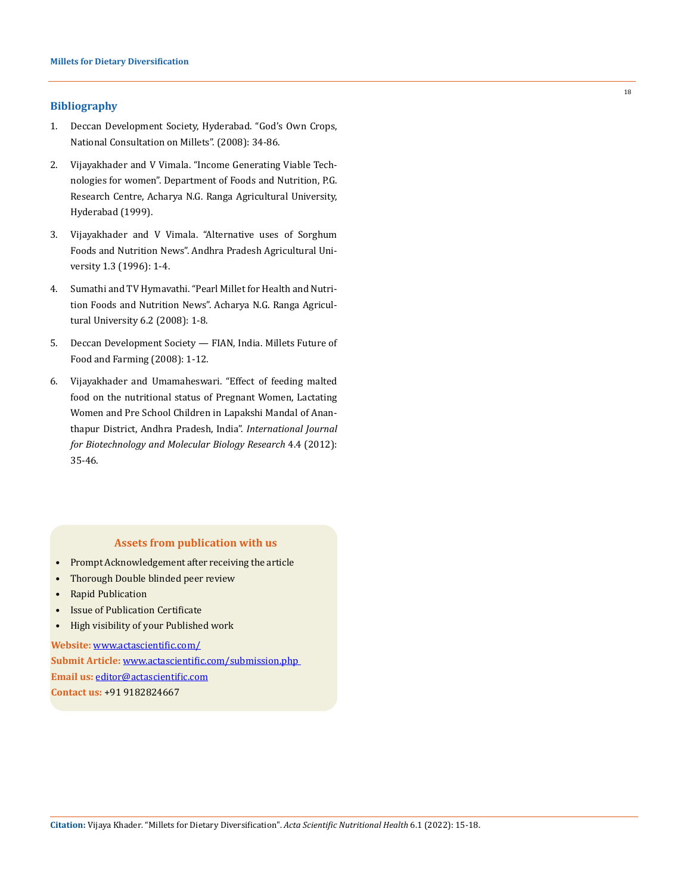## Bibliography

1. Deccan Development Society, Hyderabad. "God's Own Crops, National Consultation on Millets". (2008): 34-86.
2. Vijayakhader and V Vimala. "Income Generating Viable Technologies for women". Department of Foods and Nutrition, P.G. Research Centre, Acharya N.G. Ranga Agricultural University, Hyderabad (1999).
3. Vijayakhader and V Vimala. "Alternative uses of Sorghum Foods and Nutrition News". Andhra Pradesh Agricultural University 1.3 (1996): 1-4.
4. Sumathi and TV Hymavathi. "Pearl Millet for Health and Nutrition Foods and Nutrition News". Acharya N.G. Ranga Agricultural University 6.2 (2008): 1-8.
5. Deccan Development Society — FIAN, India. Millets Future of Food and Farming (2008): 1-12.
6. Vijayakhader and Umamaheswari. "Effect of feeding malted food on the nutritional status of Pregnant Women, Lactating Women and Pre School Children in Lapakshi Mandal of Ananthapur District, Andhra Pradesh, India". *International Journal for Biotechnology and Molecular Biology Research* 4.4 (2012): 35-46.

**Assets from publication with us**

- Prompt Acknowledgement after receiving the article
- Thorough Double blinded peer review
- Rapid Publication
- Issue of Publication Certificate
- High visibility of your Published work

**Website:** www.actascientific.com/
**Submit Article:** www.actascientific.com/submission.php
**Email us:** editor@actascientific.com
**Contact us:** +91 9182824667